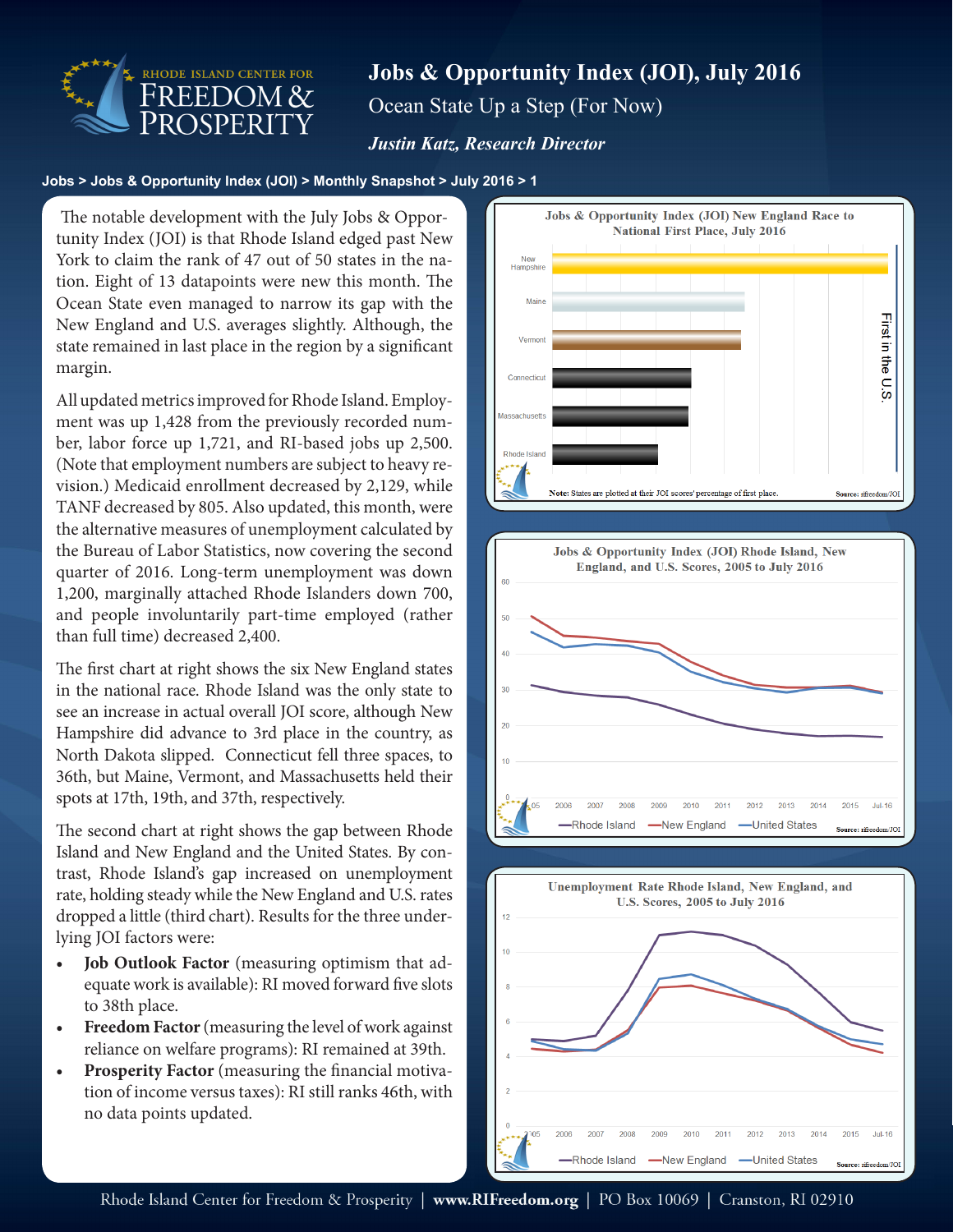# Jobs & Opportunity Index (JOI), July 2016

## Ocean State Up a Step (For Now)

***Justin Katz, Research Director***

**Jobs > Jobs & Opportunity Index (JOI) > Monthly Snapshot > July 2016 > 1**

The notable development with the July Jobs & Opportunity Index (JOI) is that Rhode Island edged past New York to claim the rank of 47 out of 50 states in the nation. Eight of 13 datapoints were new this month. The Ocean State even managed to narrow its gap with the New England and U.S. averages slightly. Although, the state remained in last place in the region by a significant margin.

All updated metrics improved for Rhode Island. Employment was up 1,428 from the previously recorded number, labor force up 1,721, and RI-based jobs up 2,500. (Note that employment numbers are subject to heavy revision.) Medicaid enrollment decreased by 2,129, while TANF decreased by 805. Also updated, this month, were the alternative measures of unemployment calculated by the Bureau of Labor Statistics, now covering the second quarter of 2016. Long-term unemployment was down 1,200, marginally attached Rhode Islanders down 700, and people involuntarily part-time employed (rather than full time) decreased 2,400.

The first chart at right shows the six New England states in the national race. Rhode Island was the only state to see an increase in actual overall JOI score, although New Hampshire did advance to 3rd place in the country, as North Dakota slipped. Connecticut fell three spaces, to 36th, but Maine, Vermont, and Massachusetts held their spots at 17th, 19th, and 37th, respectively.

The second chart at right shows the gap between Rhode Island and New England and the United States. By contrast, Rhode Island's gap increased on unemployment rate, holding steady while the New England and U.S. rates dropped a little (third chart). Results for the three underlying JOI factors were:

- **Job Outlook Factor** (measuring optimism that adequate work is available): RI moved forward five slots to 38th place.
- **Freedom Factor** (measuring the level of work against reliance on welfare programs): RI remained at 39th.
- **Prosperity Factor** (measuring the financial motivation of income versus taxes): RI still ranks 46th, with no data points updated.

**Jobs & Opportunity Index (JOI) New England Race to National First Place, July 2016**

(Bars, in order: New Hampshire, Maine, Vermont, Connecticut, Massachusetts, Rhode Island; axis label: First in the U.S.)

Note: States are plotted at their JOI scores' percentage of first place. Source: rifreedom/JOI

**Jobs & Opportunity Index (JOI) Rhode Island, New England, and U.S. Scores, 2005 to July 2016**

(Series: Rhode Island, New England, United States) Source: rifreedom/JOI

**Unemployment Rate Rhode Island, New England, and U.S. Scores, 2005 to July 2016**

(Series: Rhode Island, New England, United States) Source: rifreedom/JOI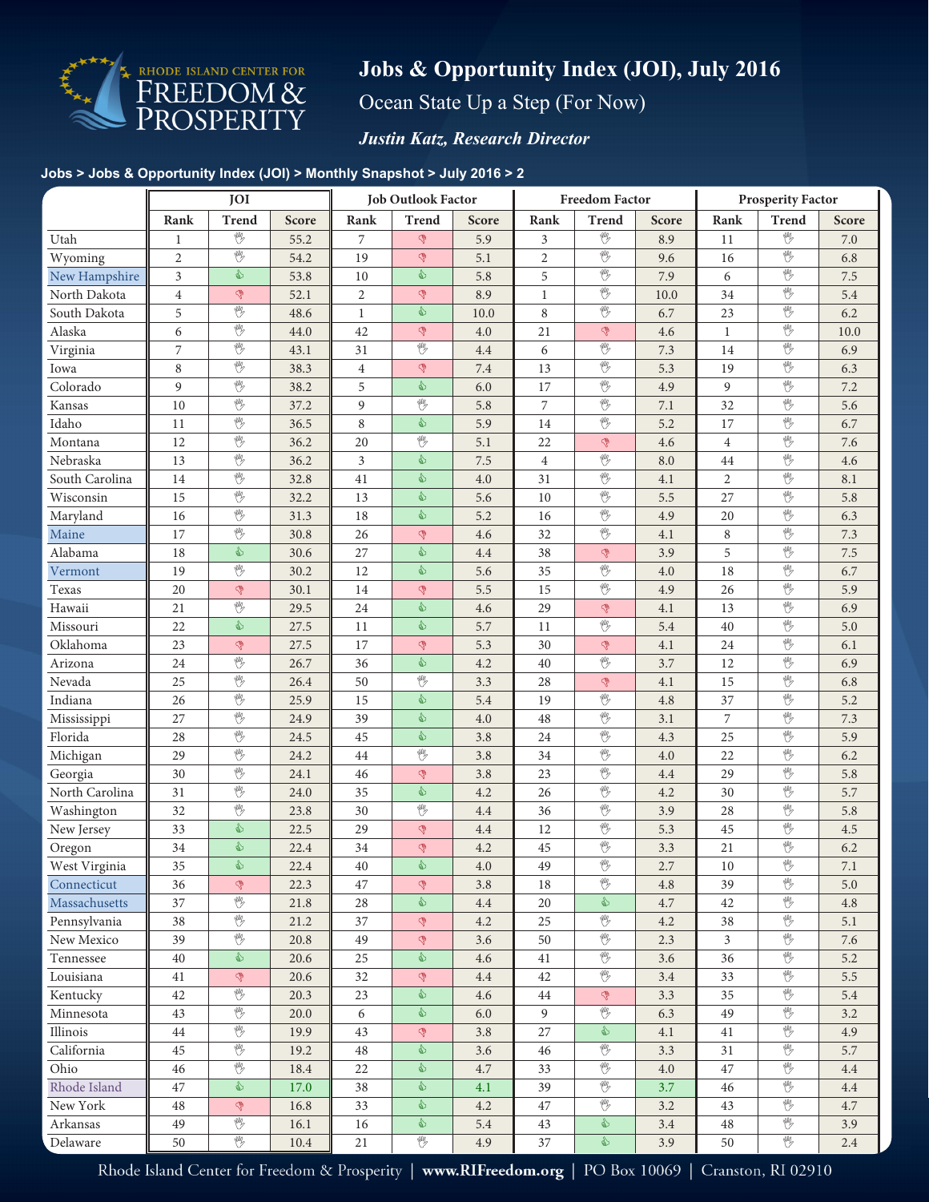# Jobs & Opportunity Index (JOI), July 2016

Ocean State Up a Step (For Now)

***Justin Katz, Research Director***

**Jobs > Jobs & Opportunity Index (JOI) > Monthly Snapshot > July 2016 > 2**

| | JOI | | | Job Outlook Factor | | | Freedom Factor | | | Prosperity Factor | | |
|---|---|---|---|---|---|---|---|---|---|---|---|---|
| | Rank | Trend | Score | Rank | Trend | Score | Rank | Trend | Score | Rank | Trend | Score |
| Utah | 1 | | 55.2 | 7 | | 5.9 | 3 | | 8.9 | 11 | | 7.0 |
| Wyoming | 2 | | 54.2 | 19 | | 5.1 | 2 | | 9.6 | 16 | | 6.8 |
| New Hampshire | 3 | | 53.8 | 10 | | 5.8 | 5 | | 7.9 | 6 | | 7.5 |
| North Dakota | 4 | | 52.1 | 2 | | 8.9 | 1 | | 10.0 | 34 | | 5.4 |
| South Dakota | 5 | | 48.6 | 1 | | 10.0 | 8 | | 6.7 | 23 | | 6.2 |
| Alaska | 6 | | 44.0 | 42 | | 4.0 | 21 | | 4.6 | 1 | | 10.0 |
| Virginia | 7 | | 43.1 | 31 | | 4.4 | 6 | | 7.3 | 14 | | 6.9 |
| Iowa | 8 | | 38.3 | 4 | | 7.4 | 13 | | 5.3 | 19 | | 6.3 |
| Colorado | 9 | | 38.2 | 5 | | 6.0 | 17 | | 4.9 | 9 | | 7.2 |
| Kansas | 10 | | 37.2 | 9 | | 5.8 | 7 | | 7.1 | 32 | | 5.6 |
| Idaho | 11 | | 36.5 | 8 | | 5.9 | 14 | | 5.2 | 17 | | 6.7 |
| Montana | 12 | | 36.2 | 20 | | 5.1 | 22 | | 4.6 | 4 | | 7.6 |
| Nebraska | 13 | | 36.2 | 3 | | 7.5 | 4 | | 8.0 | 44 | | 4.6 |
| South Carolina | 14 | | 32.8 | 41 | | 4.0 | 31 | | 4.1 | 2 | | 8.1 |
| Wisconsin | 15 | | 32.2 | 13 | | 5.6 | 10 | | 5.5 | 27 | | 5.8 |
| Maryland | 16 | | 31.3 | 18 | | 5.2 | 16 | | 4.9 | 20 | | 6.3 |
| Maine | 17 | | 30.8 | 26 | | 4.6 | 32 | | 4.1 | 8 | | 7.3 |
| Alabama | 18 | | 30.6 | 27 | | 4.4 | 38 | | 3.9 | 5 | | 7.5 |
| Vermont | 19 | | 30.2 | 12 | | 5.6 | 35 | | 4.0 | 18 | | 6.7 |
| Texas | 20 | | 30.1 | 14 | | 5.5 | 15 | | 4.9 | 26 | | 5.9 |
| Hawaii | 21 | | 29.5 | 24 | | 4.6 | 29 | | 4.1 | 13 | | 6.9 |
| Missouri | 22 | | 27.5 | 11 | | 5.7 | 11 | | 5.4 | 40 | | 5.0 |
| Oklahoma | 23 | | 27.5 | 17 | | 5.3 | 30 | | 4.1 | 24 | | 6.1 |
| Arizona | 24 | | 26.7 | 36 | | 4.2 | 40 | | 3.7 | 12 | | 6.9 |
| Nevada | 25 | | 26.4 | 50 | | 3.3 | 28 | | 4.1 | 15 | | 6.8 |
| Indiana | 26 | | 25.9 | 15 | | 5.4 | 19 | | 4.8 | 37 | | 5.2 |
| Mississippi | 27 | | 24.9 | 39 | | 4.0 | 48 | | 3.1 | 7 | | 7.3 |
| Florida | 28 | | 24.5 | 45 | | 3.8 | 24 | | 4.3 | 25 | | 5.9 |
| Michigan | 29 | | 24.2 | 44 | | 3.8 | 34 | | 4.0 | 22 | | 6.2 |
| Georgia | 30 | | 24.1 | 46 | | 3.8 | 23 | | 4.4 | 29 | | 5.8 |
| North Carolina | 31 | | 24.0 | 35 | | 4.2 | 26 | | 4.2 | 30 | | 5.7 |
| Washington | 32 | | 23.8 | 30 | | 4.4 | 36 | | 3.9 | 28 | | 5.8 |
| New Jersey | 33 | | 22.5 | 29 | | 4.4 | 12 | | 5.3 | 45 | | 4.5 |
| Oregon | 34 | | 22.4 | 34 | | 4.2 | 45 | | 3.3 | 21 | | 6.2 |
| West Virginia | 35 | | 22.4 | 40 | | 4.0 | 49 | | 2.7 | 10 | | 7.1 |
| Connecticut | 36 | | 22.3 | 47 | | 3.8 | 18 | | 4.8 | 39 | | 5.0 |
| Massachusetts | 37 | | 21.8 | 28 | | 4.4 | 20 | | 4.7 | 42 | | 4.8 |
| Pennsylvania | 38 | | 21.2 | 37 | | 4.2 | 25 | | 4.2 | 38 | | 5.1 |
| New Mexico | 39 | | 20.8 | 49 | | 3.6 | 50 | | 2.3 | 3 | | 7.6 |
| Tennessee | 40 | | 20.6 | 25 | | 4.6 | 41 | | 3.6 | 36 | | 5.2 |
| Louisiana | 41 | | 20.6 | 32 | | 4.4 | 42 | | 3.4 | 33 | | 5.5 |
| Kentucky | 42 | | 20.3 | 23 | | 4.6 | 44 | | 3.3 | 35 | | 5.4 |
| Minnesota | 43 | | 20.0 | 6 | | 6.0 | 9 | | 6.3 | 49 | | 3.2 |
| Illinois | 44 | | 19.9 | 43 | | 3.8 | 27 | | 4.1 | 41 | | 4.9 |
| California | 45 | | 19.2 | 48 | | 3.6 | 46 | | 3.3 | 31 | | 5.7 |
| Ohio | 46 | | 18.4 | 22 | | 4.7 | 33 | | 4.0 | 47 | | 4.4 |
| Rhode Island | 47 | | 17.0 | 38 | | 4.1 | 39 | | 3.7 | 46 | | 4.4 |
| New York | 48 | | 16.8 | 33 | | 4.2 | 47 | | 3.2 | 43 | | 4.7 |
| Arkansas | 49 | | 16.1 | 16 | | 5.4 | 43 | | 3.4 | 48 | | 3.9 |
| Delaware | 50 | | 10.4 | 21 | | 4.9 | 37 | | 3.9 | 50 | | 2.4 |

Rhode Island Center for Freedom & Prosperity | **www.RIFreedom.org** | PO Box 10069 | Cranston, RI 02910